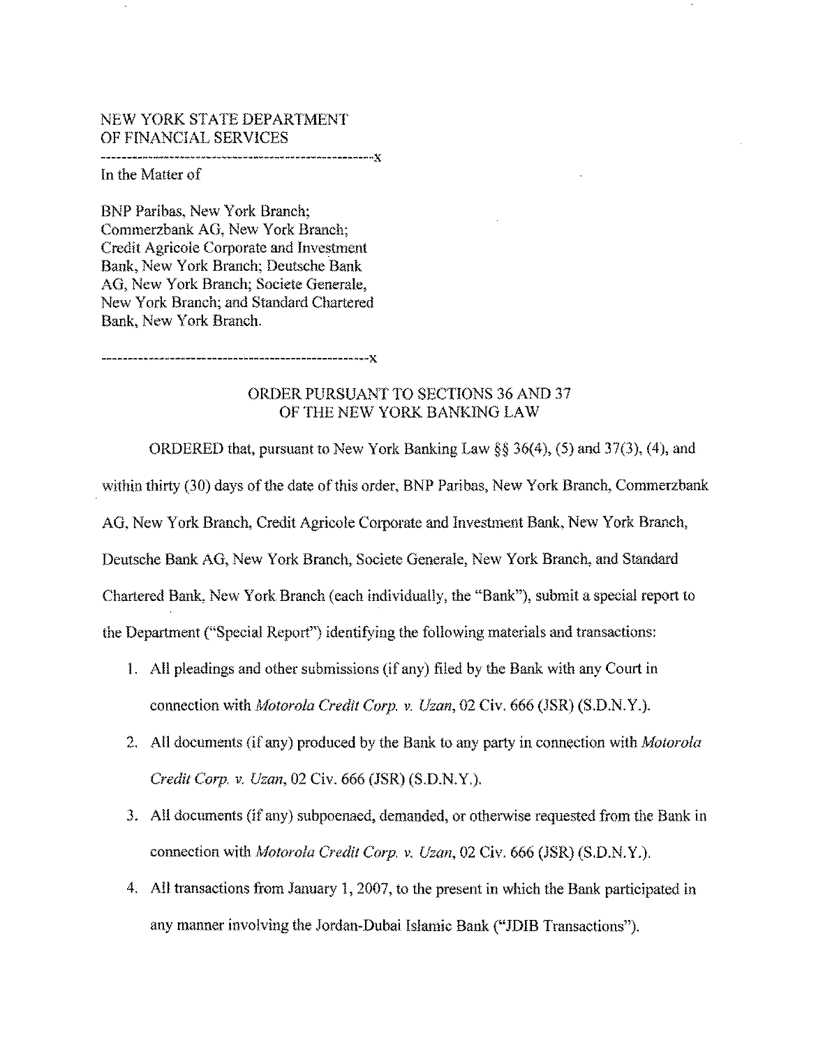NEW YORK STATE DEPARTMENT
OF FINANCIAL SERVICES

-----------------------------------------------------x

In the Matter of

BNP Paribas, New York Branch;
Commerzbank AG, New York Branch;
Credit Agricole Corporate and Investment
Bank, New York Branch; Deutsche Bank
AG, New York Branch; Societe Generale,
New York Branch; and Standard Chartered
Bank, New York Branch.

-----------------------------------------------------x

## ORDER PURSUANT TO SECTIONS 36 AND 37 OF THE NEW YORK BANKING LAW

ORDERED that, pursuant to New York Banking Law §§ 36(4), (5) and 37(3), (4), and within thirty (30) days of the date of this order, BNP Paribas, New York Branch, Commerzbank AG, New York Branch, Credit Agricole Corporate and Investment Bank, New York Branch, Deutsche Bank AG, New York Branch, Societe Generale, New York Branch, and Standard Chartered Bank, New York Branch (each individually, the "Bank"), submit a special report to the Department ("Special Report") identifying the following materials and transactions:

1. All pleadings and other submissions (if any) filed by the Bank with any Court in connection with *Motorola Credit Corp. v. Uzan*, 02 Civ. 666 (JSR) (S.D.N.Y.).
2. All documents (if any) produced by the Bank to any party in connection with *Motorola Credit Corp. v. Uzan*, 02 Civ. 666 (JSR) (S.D.N.Y.).
3. All documents (if any) subpoenaed, demanded, or otherwise requested from the Bank in connection with *Motorola Credit Corp. v. Uzan*, 02 Civ. 666 (JSR) (S.D.N.Y.).
4. All transactions from January 1, 2007, to the present in which the Bank participated in any manner involving the Jordan-Dubai Islamic Bank ("JDIB Transactions").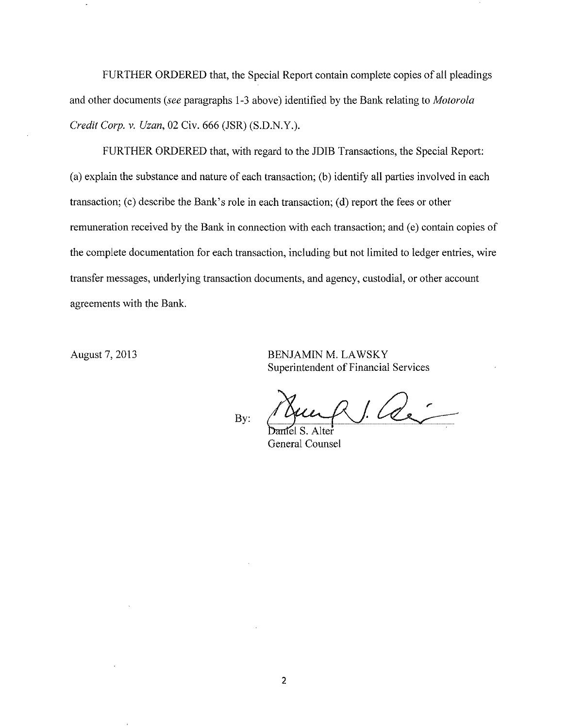FURTHER ORDERED that, the Special Report contain complete copies of all pleadings and other documents (*see* paragraphs 1-3 above) identified by the Bank relating to *Motorola Credit Corp. v. Uzan*, 02 Civ. 666 (JSR) (S.D.N.Y.).

FURTHER ORDERED that, with regard to the JDIB Transactions, the Special Report: (a) explain the substance and nature of each transaction; (b) identify all parties involved in each transaction; (c) describe the Bank's role in each transaction; (d) report the fees or other remuneration received by the Bank in connection with each transaction; and (e) contain copies of the complete documentation for each transaction, including but not limited to ledger entries, wire transfer messages, underlying transaction documents, and agency, custodial, or other account agreements with the Bank.

August 7, 2013

BENJAMIN M. LAWSKY
Superintendent of Financial Services

By: 

Daniel S. Alter
General Counsel